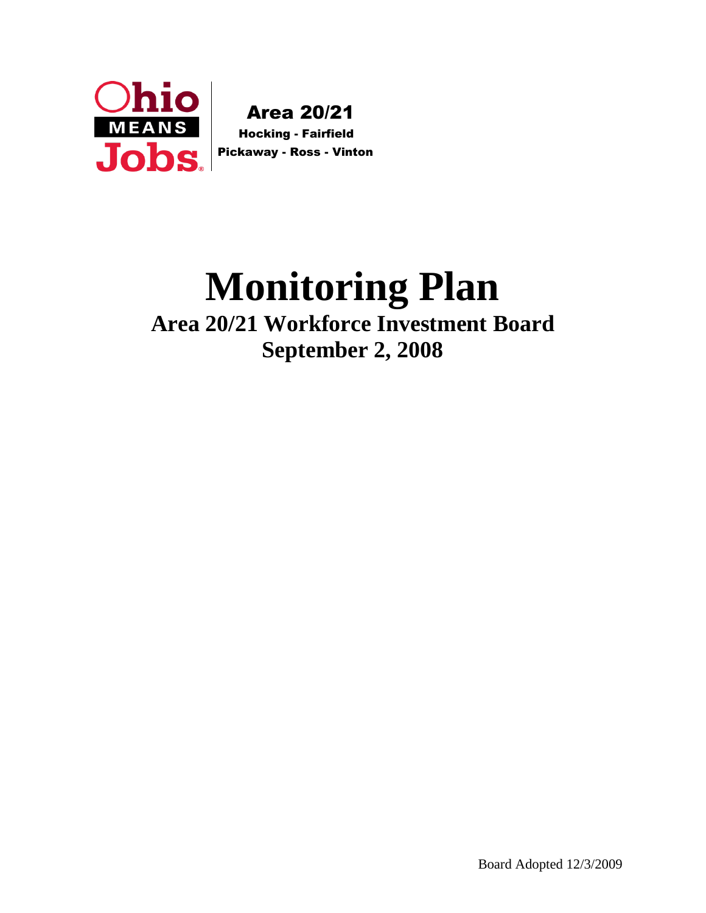Ohio MEANS Jobs

Area 20/21
Hocking - Fairfield
Pickaway - Ross - Vinton

# Monitoring Plan

## Area 20/21 Workforce Investment Board
## September 2, 2008

Board Adopted 12/3/2009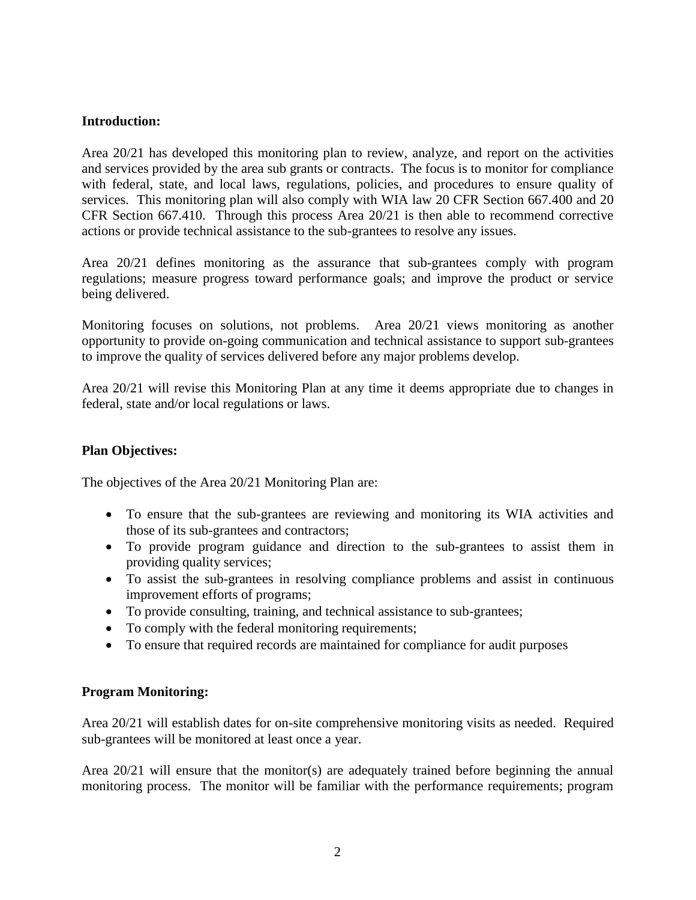**Introduction:**

Area 20/21 has developed this monitoring plan to review, analyze, and report on the activities and services provided by the area sub grants or contracts. The focus is to monitor for compliance with federal, state, and local laws, regulations, policies, and procedures to ensure quality of services. This monitoring plan will also comply with WIA law 20 CFR Section 667.400 and 20 CFR Section 667.410. Through this process Area 20/21 is then able to recommend corrective actions or provide technical assistance to the sub-grantees to resolve any issues.

Area 20/21 defines monitoring as the assurance that sub-grantees comply with program regulations; measure progress toward performance goals; and improve the product or service being delivered.

Monitoring focuses on solutions, not problems. Area 20/21 views monitoring as another opportunity to provide on-going communication and technical assistance to support sub-grantees to improve the quality of services delivered before any major problems develop.

Area 20/21 will revise this Monitoring Plan at any time it deems appropriate due to changes in federal, state and/or local regulations or laws.

**Plan Objectives:**

The objectives of the Area 20/21 Monitoring Plan are:

- To ensure that the sub-grantees are reviewing and monitoring its WIA activities and those of its sub-grantees and contractors;
- To provide program guidance and direction to the sub-grantees to assist them in providing quality services;
- To assist the sub-grantees in resolving compliance problems and assist in continuous improvement efforts of programs;
- To provide consulting, training, and technical assistance to sub-grantees;
- To comply with the federal monitoring requirements;
- To ensure that required records are maintained for compliance for audit purposes

**Program Monitoring:**

Area 20/21 will establish dates for on-site comprehensive monitoring visits as needed. Required sub-grantees will be monitored at least once a year.

Area 20/21 will ensure that the monitor(s) are adequately trained before beginning the annual monitoring process. The monitor will be familiar with the performance requirements; program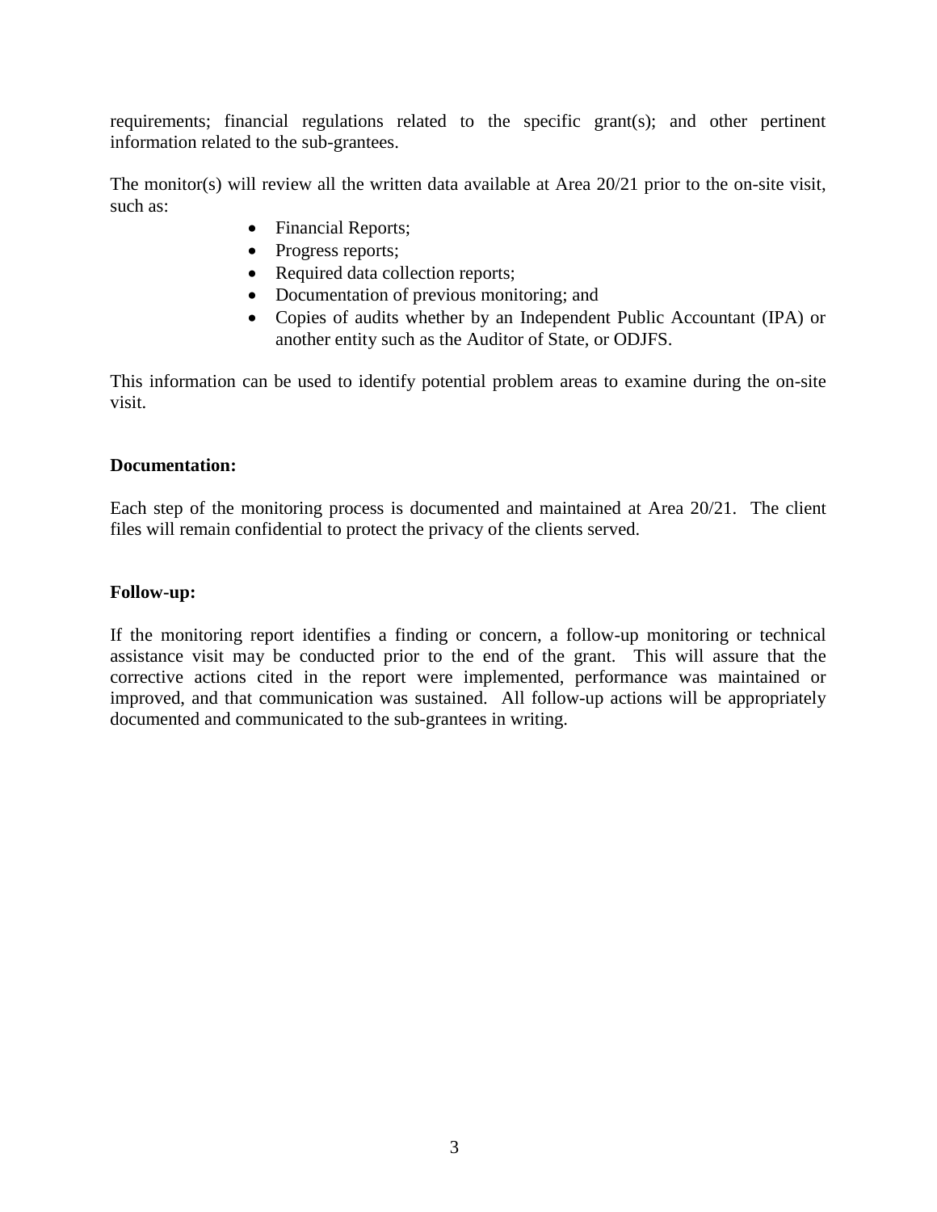requirements; financial regulations related to the specific grant(s); and other pertinent information related to the sub-grantees.

The monitor(s) will review all the written data available at Area 20/21 prior to the on-site visit, such as:

- Financial Reports;
- Progress reports;
- Required data collection reports;
- Documentation of previous monitoring; and
- Copies of audits whether by an Independent Public Accountant (IPA) or another entity such as the Auditor of State, or ODJFS.

This information can be used to identify potential problem areas to examine during the on-site visit.

**Documentation:**

Each step of the monitoring process is documented and maintained at Area 20/21. The client files will remain confidential to protect the privacy of the clients served.

**Follow-up:**

If the monitoring report identifies a finding or concern, a follow-up monitoring or technical assistance visit may be conducted prior to the end of the grant. This will assure that the corrective actions cited in the report were implemented, performance was maintained or improved, and that communication was sustained. All follow-up actions will be appropriately documented and communicated to the sub-grantees in writing.